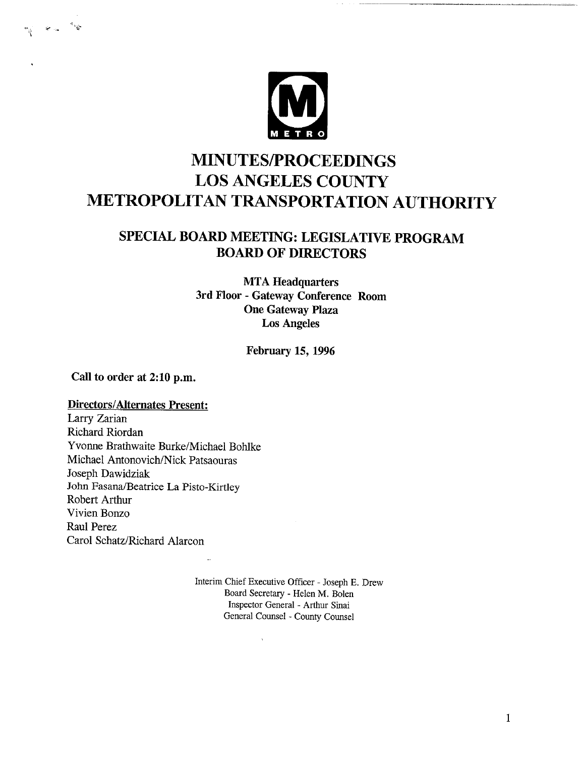# MINUTES/PROCEEDINGS
# LOS ANGELES COUNTY
# METROPOLITAN TRANSPORTATION AUTHORITY

## SPECIAL BOARD MEETING: LEGISLATIVE PROGRAM
## BOARD OF DIRECTORS

**MTA Headquarters**
**3rd Floor - Gateway Conference Room**
**One Gateway Plaza**
**Los Angeles**

**February 15, 1996**

**Call to order at 2:10 p.m.**

**Directors/Alternates Present:**

Larry Zarian
Richard Riordan
Yvonne Brathwaite Burke/Michael Bohlke
Michael Antonovich/Nick Patsaouras
Joseph Dawidziak
John Fasana/Beatrice La Pisto-Kirtley
Robert Arthur
Vivien Bonzo
Raul Perez
Carol Schatz/Richard Alarcon

Interim Chief Executive Officer - Joseph E. Drew
Board Secretary - Helen M. Bolen
Inspector General - Arthur Sinai
General Counsel - County Counsel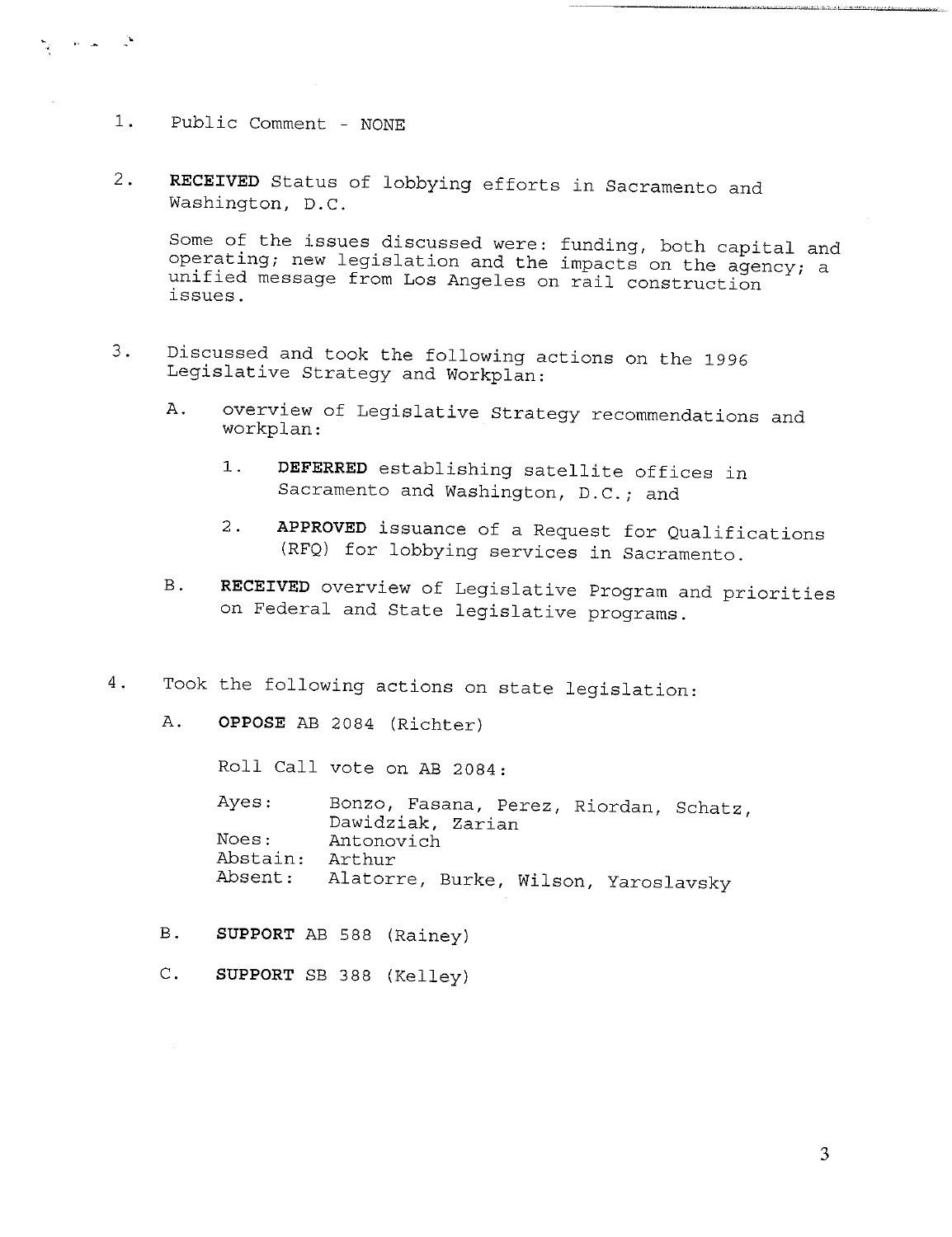1. Public Comment - NONE

2. **RECEIVED** Status of lobbying efforts in Sacramento and Washington, D.C.

   Some of the issues discussed were: funding, both capital and operating; new legislation and the impacts on the agency; a unified message from Los Angeles on rail construction issues.

3. Discussed and took the following actions on the 1996 Legislative Strategy and Workplan:

   A. overview of Legislative Strategy recommendations and workplan:

      1. **DEFERRED** establishing satellite offices in Sacramento and Washington, D.C.; and

      2. **APPROVED** issuance of a Request for Qualifications (RFQ) for lobbying services in Sacramento.

   B. **RECEIVED** overview of Legislative Program and priorities on Federal and State legislative programs.

4. Took the following actions on state legislation:

   A. **OPPOSE** AB 2084 (Richter)

      Roll Call vote on AB 2084:

      | | |
      |---|---|
      | Ayes: | Bonzo, Fasana, Perez, Riordan, Schatz, Dawidziak, Zarian |
      | Noes: | Antonovich |
      | Abstain: | Arthur |
      | Absent: | Alatorre, Burke, Wilson, Yaroslavsky |

   B. **SUPPORT** AB 588 (Rainey)

   C. **SUPPORT** SB 388 (Kelley)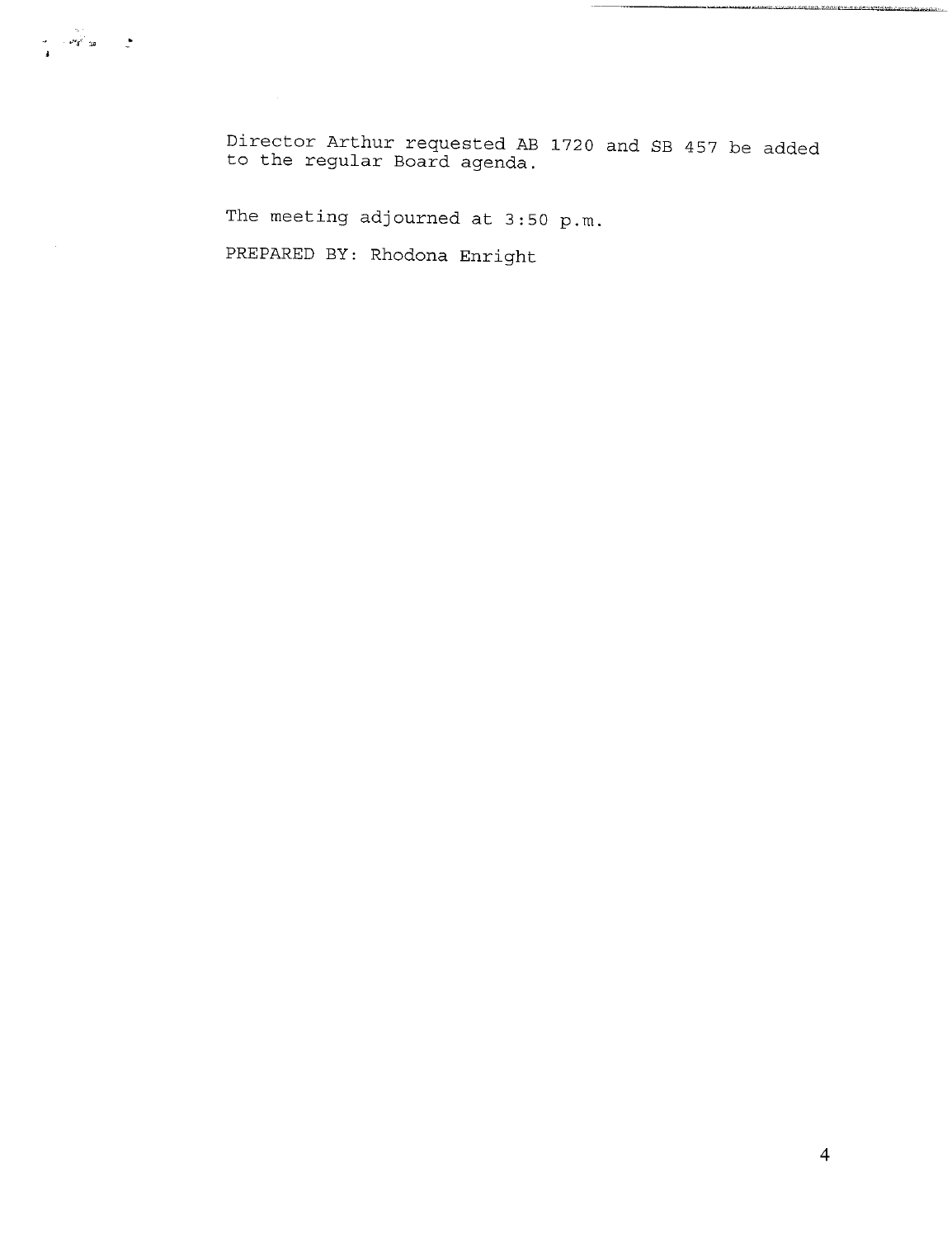Director Arthur requested AB 1720 and SB 457 be added to the regular Board agenda.

The meeting adjourned at 3:50 p.m.

PREPARED BY: Rhodona Enright